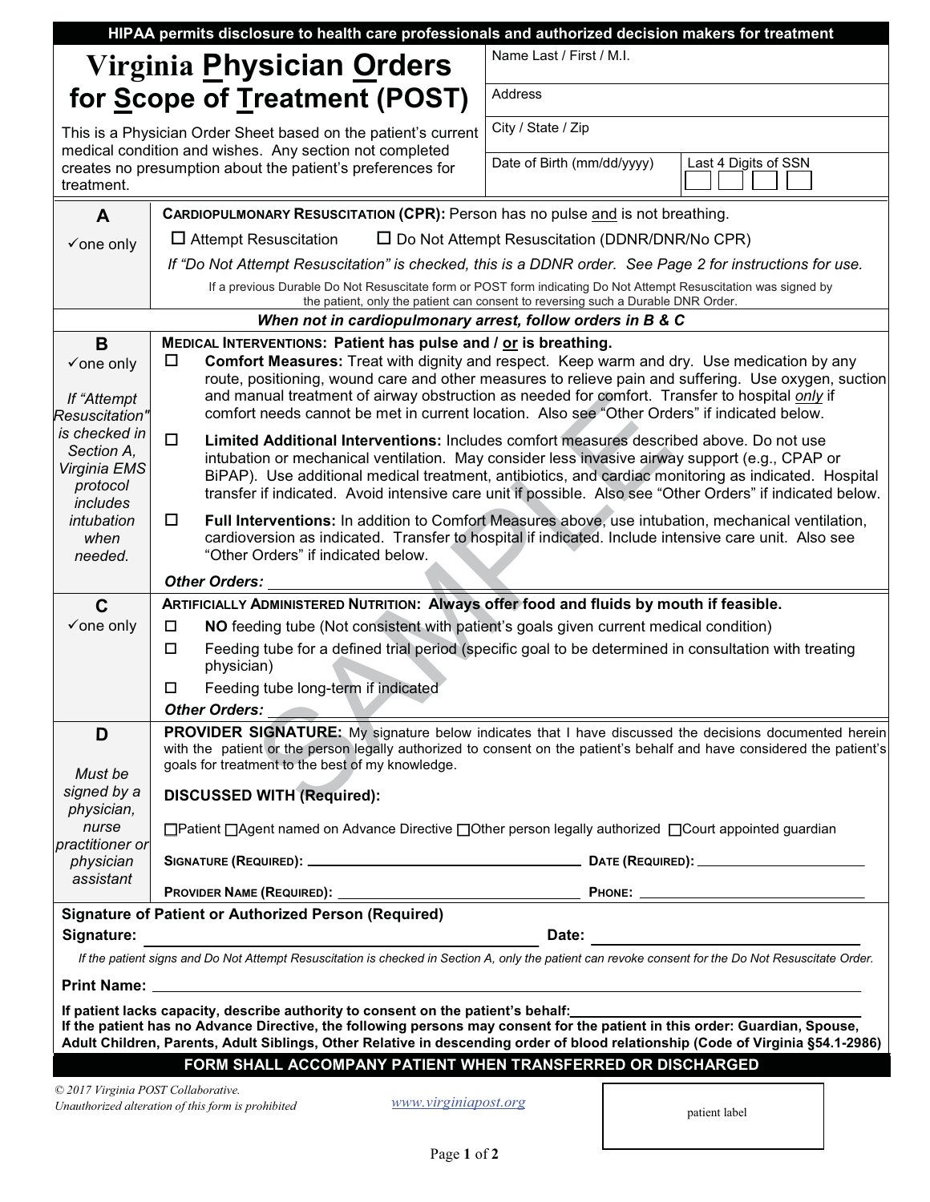**HIPAA permits disclosure to health care professionals and authorized decision makers for treatment**

# Virginia Physician Orders for Scope of Treatment (POST)

This is a Physician Order Sheet based on the patient's current medical condition and wishes. Any section not completed creates no presumption about the patient's preferences for treatment.

| | |
|---|---|
| Name Last / First / M.I. | |
| Address | |
| City / State / Zip | |
| Date of Birth (mm/dd/yyyy) | Last 4 Digits of SSN |

## A (✓one only)

**CARDIOPULMONARY RESUSCITATION (CPR):** Person has no pulse and is not breathing.

☐ Attempt Resuscitation ☐ Do Not Attempt Resuscitation (DDNR/DNR/No CPR)

*If "Do Not Attempt Resuscitation" is checked, this is a DDNR order. See Page 2 for instructions for use.*

If a previous Durable Do Not Resuscitate form or POST form indicating Do Not Attempt Resuscitation was signed by the patient, only the patient can consent to reversing such a Durable DNR Order.

***When not in cardiopulmonary arrest, follow orders in B & C***

## B (✓one only)

*If "Attempt Resuscitation" is checked in Section A, Virginia EMS protocol includes intubation when needed.*

**MEDICAL INTERVENTIONS: Patient has pulse and / or is breathing.**

☐ **Comfort Measures:** Treat with dignity and respect. Keep warm and dry. Use medication by any route, positioning, wound care and other measures to relieve pain and suffering. Use oxygen, suction and manual treatment of airway obstruction as needed for comfort. Transfer to hospital *only* if comfort needs cannot be met in current location. Also see "Other Orders" if indicated below.

☐ **Limited Additional Interventions:** Includes comfort measures described above. Do not use intubation or mechanical ventilation. May consider less invasive airway support (e.g., CPAP or BiPAP). Use additional medical treatment, antibiotics, and cardiac monitoring as indicated. Hospital transfer if indicated. Avoid intensive care unit if possible. Also see "Other Orders" if indicated below.

☐ **Full Interventions:** In addition to Comfort Measures above, use intubation, mechanical ventilation, cardioversion as indicated. Transfer to hospital if indicated. Include intensive care unit. Also see "Other Orders" if indicated below.

***Other Orders:*** ______________________

## C (✓one only)

**ARTIFICIALLY ADMINISTERED NUTRITION: Always offer food and fluids by mouth if feasible.**

☐ **NO** feeding tube (Not consistent with patient's goals given current medical condition)

☐ Feeding tube for a defined trial period (specific goal to be determined in consultation with treating physician)

☐ Feeding tube long-term if indicated

***Other Orders:*** ______________________

## D

*Must be signed by a physician, nurse practitioner or physician assistant*

**PROVIDER SIGNATURE:** My signature below indicates that I have discussed the decisions documented herein with the patient or the person legally authorized to consent on the patient's behalf and have considered the patient's goals for treatment to the best of my knowledge.

**DISCUSSED WITH (Required):**

☐Patient ☐Agent named on Advance Directive ☐Other person legally authorized ☐Court appointed guardian

**SIGNATURE (REQUIRED):** ______________________ **DATE (REQUIRED):** ______________________

**PROVIDER NAME (REQUIRED):** ______________________ **PHONE:** ______________________

**Signature of Patient or Authorized Person (Required)**

**Signature:** ______________________ **Date:** ______________________

*If the patient signs and Do Not Attempt Resuscitation is checked in Section A, only the patient can revoke consent for the Do Not Resuscitate Order.*

**Print Name:** ______________________

**If patient lacks capacity, describe authority to consent on the patient's behalf:** ______________________

**If the patient has no Advance Directive, the following persons may consent for the patient in this order: Guardian, Spouse, Adult Children, Parents, Adult Siblings, Other Relative in descending order of blood relationship (Code of Virginia §54.1-2986)**

**FORM SHALL ACCOMPANY PATIENT WHEN TRANSFERRED OR DISCHARGED**

*© 2017 Virginia POST Collaborative.*
*Unauthorized alteration of this form is prohibited*

www.virginiapost.org

patient label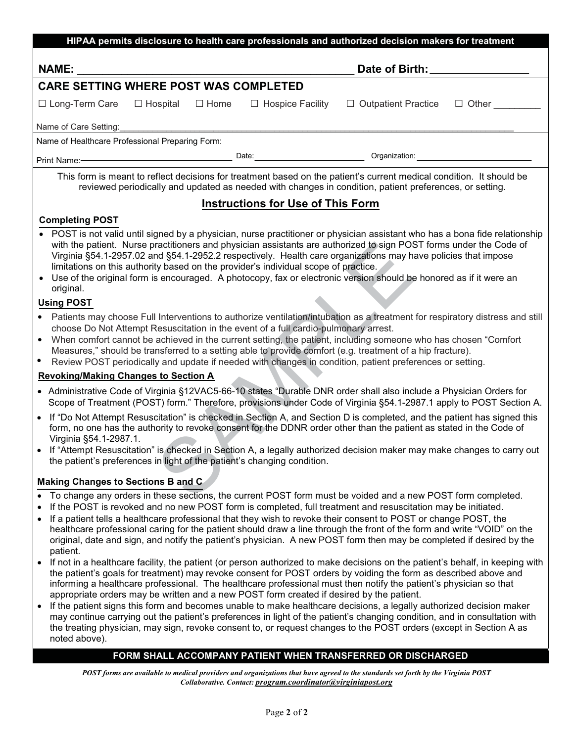**HIPAA permits disclosure to health care professionals and authorized decision makers for treatment**

**NAME:** ______________________________________________ **Date of Birth:** ________________

**CARE SETTING WHERE POST WAS COMPLETED**

☐ Long-Term Care ☐ Hospital ☐ Home ☐ Hospice Facility ☐ Outpatient Practice ☐ Other _________

Name of Care Setting: ____________________________________________________________________________

Name of Healthcare Professional Preparing Form:

Print Name: ________________________________ Date: ________________________ Organization: _________________________

This form is meant to reflect decisions for treatment based on the patient's current medical condition. It should be reviewed periodically and updated as needed with changes in condition, patient preferences, or setting.

## Instructions for Use of This Form

### Completing POST

- POST is not valid until signed by a physician, nurse practitioner or physician assistant who has a bona fide relationship with the patient. Nurse practitioners and physician assistants are authorized to sign POST forms under the Code of Virginia §54.1-2957.02 and §54.1-2952.2 respectively. Health care organizations may have policies that impose limitations on this authority based on the provider's individual scope of practice.
- Use of the original form is encouraged. A photocopy, fax or electronic version should be honored as if it were an original.

### Using POST

- Patients may choose Full Interventions to authorize ventilation/intubation as a treatment for respiratory distress and still choose Do Not Attempt Resuscitation in the event of a full cardio-pulmonary arrest.
- When comfort cannot be achieved in the current setting, the patient, including someone who has chosen "Comfort Measures," should be transferred to a setting able to provide comfort (e.g. treatment of a hip fracture).
- Review POST periodically and update if needed with changes in condition, patient preferences or setting.

### Revoking/Making Changes to Section A

- Administrative Code of Virginia §12VAC5-66-10 states "Durable DNR order shall also include a Physician Orders for Scope of Treatment (POST) form." Therefore, provisions under Code of Virginia §54.1-2987.1 apply to POST Section A.
- If "Do Not Attempt Resuscitation" is checked in Section A, and Section D is completed, and the patient has signed this form, no one has the authority to revoke consent for the DDNR order other than the patient as stated in the Code of Virginia §54.1-2987.1.
- If "Attempt Resuscitation" is checked in Section A, a legally authorized decision maker may make changes to carry out the patient's preferences in light of the patient's changing condition.

### Making Changes to Sections B and C

- To change any orders in these sections, the current POST form must be voided and a new POST form completed.
- If the POST is revoked and no new POST form is completed, full treatment and resuscitation may be initiated.
- If a patient tells a healthcare professional that they wish to revoke their consent to POST or change POST, the healthcare professional caring for the patient should draw a line through the front of the form and write "VOID" on the original, date and sign, and notify the patient's physician. A new POST form then may be completed if desired by the patient.
- If not in a healthcare facility, the patient (or person authorized to make decisions on the patient's behalf, in keeping with the patient's goals for treatment) may revoke consent for POST orders by voiding the form as described above and informing a healthcare professional. The healthcare professional must then notify the patient's physician so that appropriate orders may be written and a new POST form created if desired by the patient.
- If the patient signs this form and becomes unable to make healthcare decisions, a legally authorized decision maker may continue carrying out the patient's preferences in light of the patient's changing condition, and in consultation with the treating physician, may sign, revoke consent to, or request changes to the POST orders (except in Section A as noted above).

**FORM SHALL ACCOMPANY PATIENT WHEN TRANSFERRED OR DISCHARGED**

*POST forms are available to medical providers and organizations that have agreed to the standards set forth by the Virginia POST Collaborative. Contact: program.coordinator@virginiapost.org*